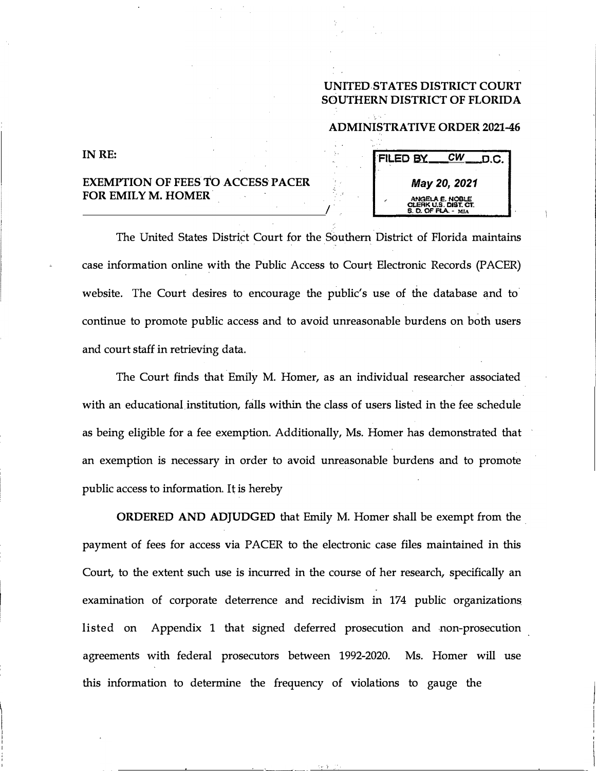**UNITED STATES DISTRICT COURT**
**SOUTHERN DISTRICT OF FLORIDA**

**ADMINISTRATIVE ORDER 2021-46**

IN RE:

EXEMPTION OF FEES TO ACCESS PACER FOR EMILY M. HOMER
_______________________________________/

FILED BY ___CW___ D.C.
May 20, 2021
ANGELA E. NOBLE
CLERK U.S. DIST. CT.
S. D. OF FLA. - MIA

The United States District Court for the Southern District of Florida maintains case information online with the Public Access to Court Electronic Records (PACER) website. The Court desires to encourage the public's use of the database and to continue to promote public access and to avoid unreasonable burdens on both users and court staff in retrieving data.

The Court finds that Emily M. Homer, as an individual researcher associated with an educational institution, falls within the class of users listed in the fee schedule as being eligible for a fee exemption. Additionally, Ms. Homer has demonstrated that an exemption is necessary in order to avoid unreasonable burdens and to promote public access to information. It is hereby

**ORDERED AND ADJUDGED** that Emily M. Homer shall be exempt from the payment of fees for access via PACER to the electronic case files maintained in this Court, to the extent such use is incurred in the course of her research, specifically an examination of corporate deterrence and recidivism in 174 public organizations listed on Appendix 1 that signed deferred prosecution and non-prosecution agreements with federal prosecutors between 1992-2020. Ms. Homer will use this information to determine the frequency of violations to gauge the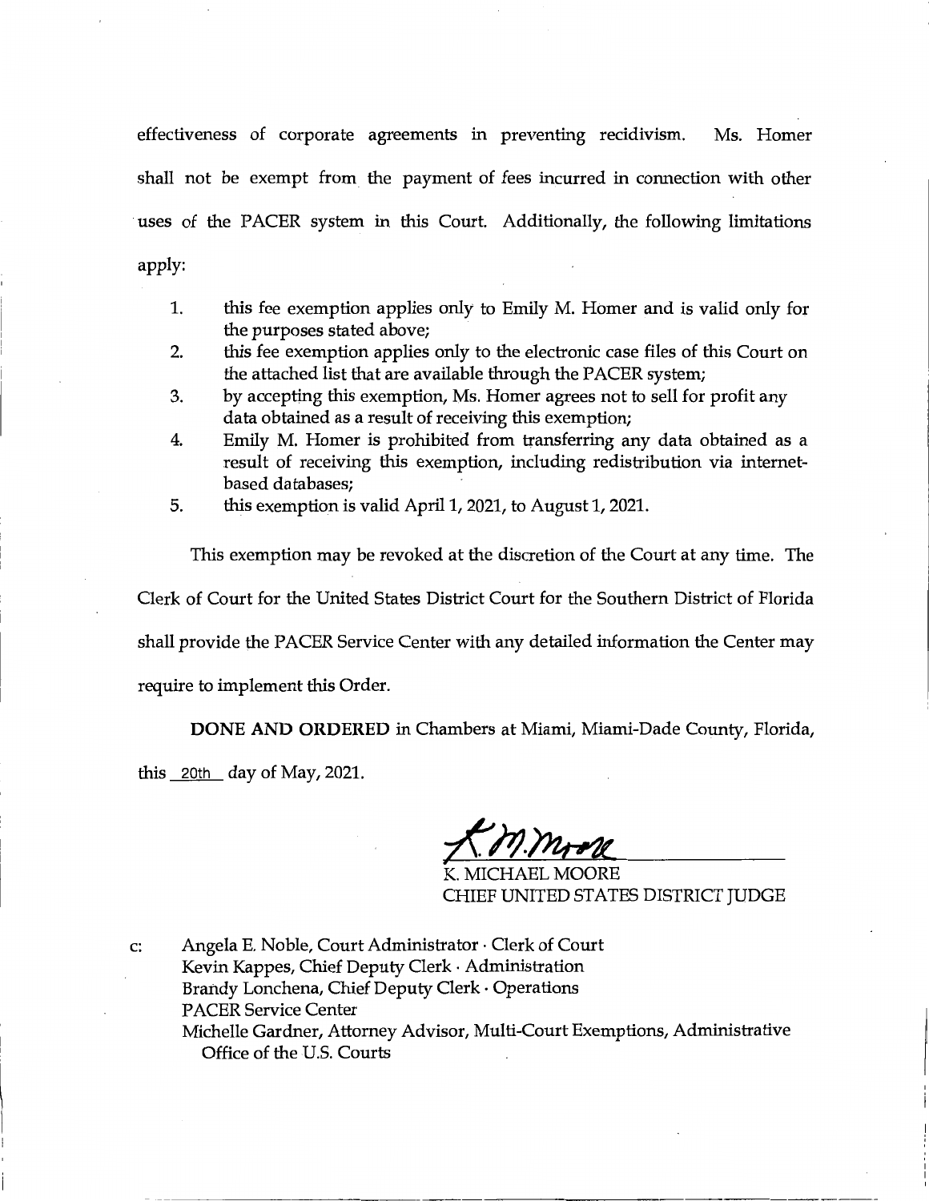effectiveness of corporate agreements in preventing recidivism. Ms. Homer shall not be exempt from the payment of fees incurred in connection with other uses of the PACER system in this Court. Additionally, the following limitations apply:

1. this fee exemption applies only to Emily M. Homer and is valid only for the purposes stated above;
2. this fee exemption applies only to the electronic case files of this Court on the attached list that are available through the PACER system;
3. by accepting this exemption, Ms. Homer agrees not to sell for profit any data obtained as a result of receiving this exemption;
4. Emily M. Homer is prohibited from transferring any data obtained as a result of receiving this exemption, including redistribution via internet-based databases;
5. this exemption is valid April 1, 2021, to August 1, 2021.

This exemption may be revoked at the discretion of the Court at any time. The Clerk of Court for the United States District Court for the Southern District of Florida shall provide the PACER Service Center with any detailed information the Center may require to implement this Order.

**DONE AND ORDERED** in Chambers at Miami, Miami-Dade County, Florida, this 20th day of May, 2021.

K. MICHAEL MOORE
CHIEF UNITED STATES DISTRICT JUDGE

c: Angela E. Noble, Court Administrator · Clerk of Court
Kevin Kappes, Chief Deputy Clerk · Administration
Brandy Lonchena, Chief Deputy Clerk · Operations
PACER Service Center
Michelle Gardner, Attorney Advisor, Multi-Court Exemptions, Administrative Office of the U.S. Courts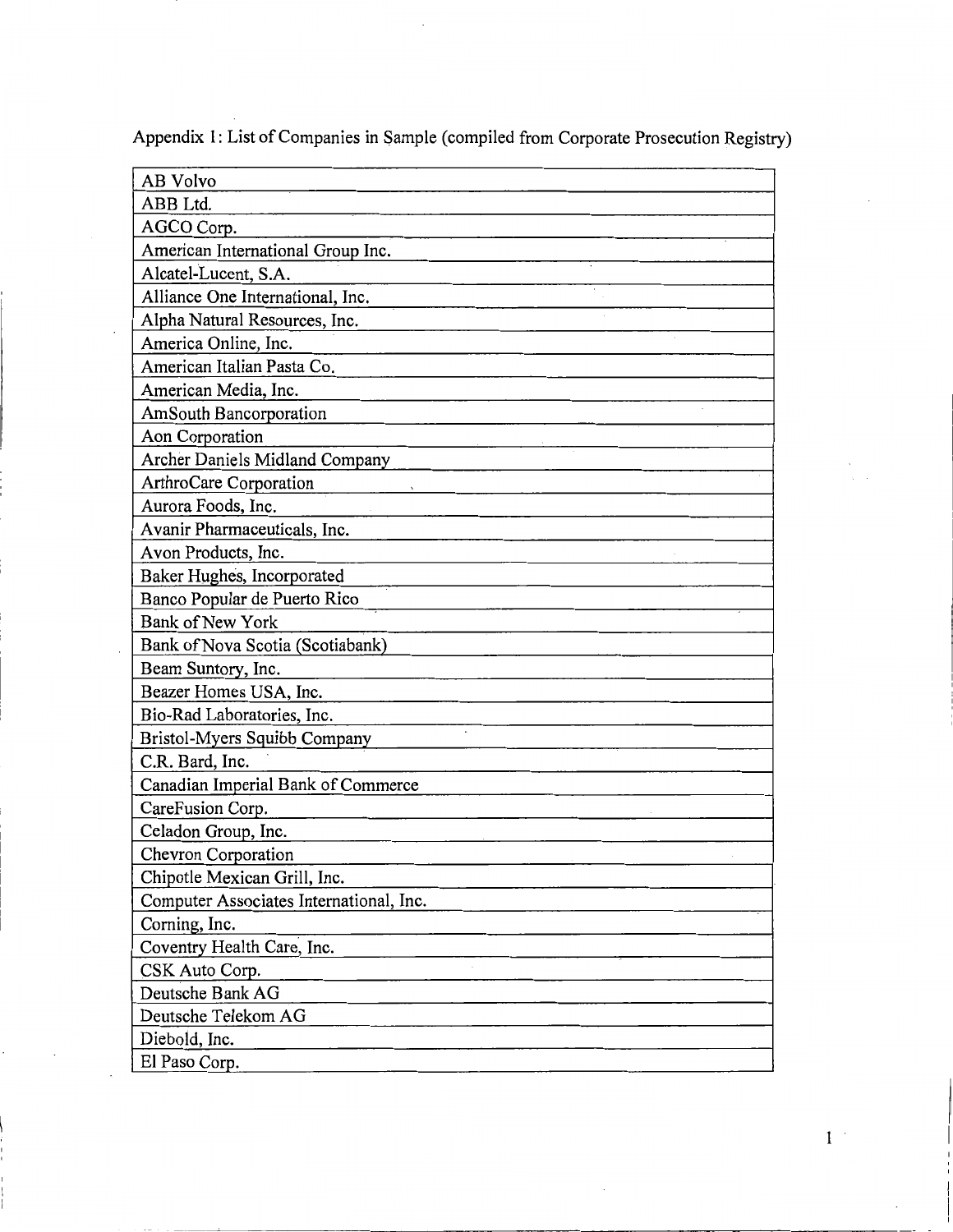Appendix 1: List of Companies in Sample (compiled from Corporate Prosecution Registry)

| AB Volvo |
|---|
| ABB Ltd. |
| AGCO Corp. |
| American International Group Inc. |
| Alcatel-Lucent, S.A. |
| Alliance One International, Inc. |
| Alpha Natural Resources, Inc. |
| America Online, Inc. |
| American Italian Pasta Co. |
| American Media, Inc. |
| AmSouth Bancorporation |
| Aon Corporation |
| Archer Daniels Midland Company |
| ArthroCare Corporation |
| Aurora Foods, Inc. |
| Avanir Pharmaceuticals, Inc. |
| Avon Products, Inc. |
| Baker Hughes, Incorporated |
| Banco Popular de Puerto Rico |
| Bank of New York |
| Bank of Nova Scotia (Scotiabank) |
| Beam Suntory, Inc. |
| Beazer Homes USA, Inc. |
| Bio-Rad Laboratories, Inc. |
| Bristol-Myers Squibb Company |
| C.R. Bard, Inc. |
| Canadian Imperial Bank of Commerce |
| CareFusion Corp. |
| Celadon Group, Inc. |
| Chevron Corporation |
| Chipotle Mexican Grill, Inc. |
| Computer Associates International, Inc. |
| Corning, Inc. |
| Coventry Health Care, Inc. |
| CSK Auto Corp. |
| Deutsche Bank AG |
| Deutsche Telekom AG |
| Diebold, Inc. |
| El Paso Corp. |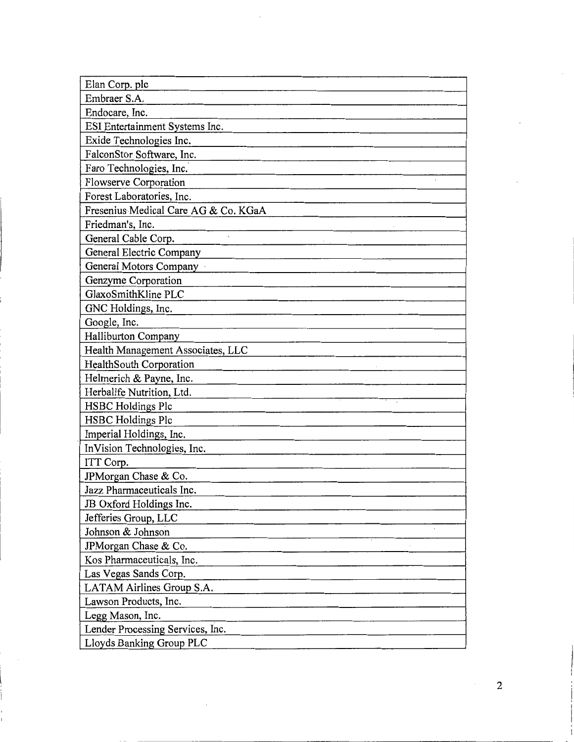| Elan Corp. plc |
| --- |
| Embraer S.A. |
| Endocare, Inc. |
| ESI Entertainment Systems Inc. |
| Exide Technologies Inc. |
| FalconStor Software, Inc. |
| Faro Technologies, Inc. |
| Flowserve Corporation |
| Forest Laboratories, Inc. |
| Fresenius Medical Care AG & Co. KGaA |
| Friedman's, Inc. |
| General Cable Corp. |
| General Electric Company |
| General Motors Company |
| Genzyme Corporation |
| GlaxoSmithKline PLC |
| GNC Holdings, Inc. |
| Google, Inc. |
| Halliburton Company |
| Health Management Associates, LLC |
| HealthSouth Corporation |
| Helmerich & Payne, Inc. |
| Herbalife Nutrition, Ltd. |
| HSBC Holdings Plc |
| HSBC Holdings Plc |
| Imperial Holdings, Inc. |
| InVision Technologies, Inc. |
| ITT Corp. |
| JPMorgan Chase & Co. |
| Jazz Pharmaceuticals Inc. |
| JB Oxford Holdings Inc. |
| Jefferies Group, LLC |
| Johnson & Johnson |
| JPMorgan Chase & Co. |
| Kos Pharmaceuticals, Inc. |
| Las Vegas Sands Corp. |
| LATAM Airlines Group S.A. |
| Lawson Products, Inc. |
| Legg Mason, Inc. |
| Lender Processing Services, Inc. |
| Lloyds Banking Group PLC |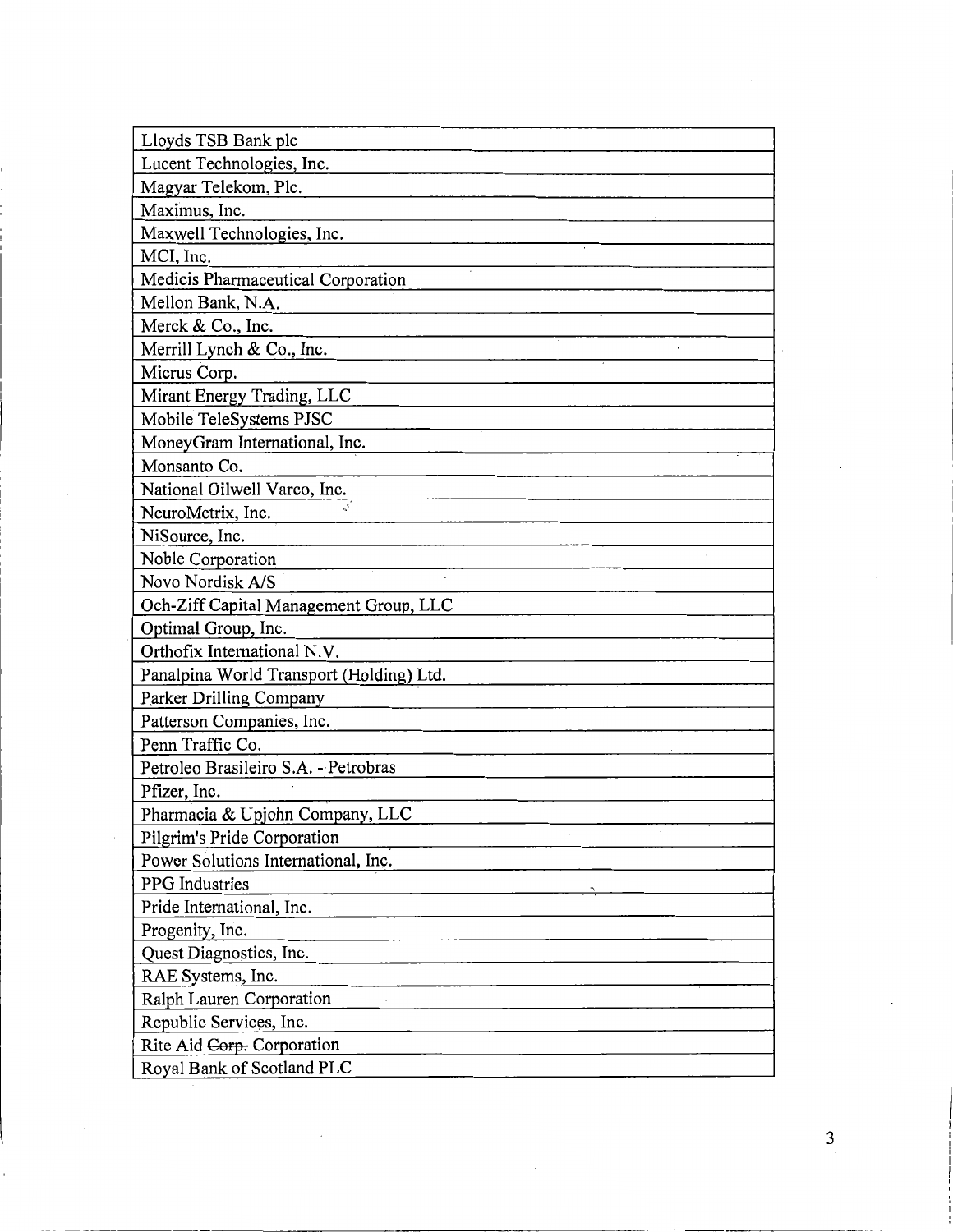| Lloyds TSB Bank plc |
|---|
| Lucent Technologies, Inc. |
| Magyar Telekom, Plc. |
| Maximus, Inc. |
| Maxwell Technologies, Inc. |
| MCI, Inc. |
| Medicis Pharmaceutical Corporation |
| Mellon Bank, N.A. |
| Merck & Co., Inc. |
| Merrill Lynch & Co., Inc. |
| Micrus Corp. |
| Mirant Energy Trading, LLC |
| Mobile TeleSystems PJSC |
| MoneyGram International, Inc. |
| Monsanto Co. |
| National Oilwell Varco, Inc. |
| NeuroMetrix, Inc. |
| NiSource, Inc. |
| Noble Corporation |
| Novo Nordisk A/S |
| Och-Ziff Capital Management Group, LLC |
| Optimal Group, Inc. |
| Orthofix International N.V. |
| Panalpina World Transport (Holding) Ltd. |
| Parker Drilling Company |
| Patterson Companies, Inc. |
| Penn Traffic Co. |
| Petroleo Brasileiro S.A. - Petrobras |
| Pfizer, Inc. |
| Pharmacia & Upjohn Company, LLC |
| Pilgrim's Pride Corporation |
| Power Solutions International, Inc. |
| PPG Industries |
| Pride International, Inc. |
| Progenity, Inc. |
| Quest Diagnostics, Inc. |
| RAE Systems, Inc. |
| Ralph Lauren Corporation |
| Republic Services, Inc. |
| Rite Aid ~~Corp.~~ Corporation |
| Royal Bank of Scotland PLC |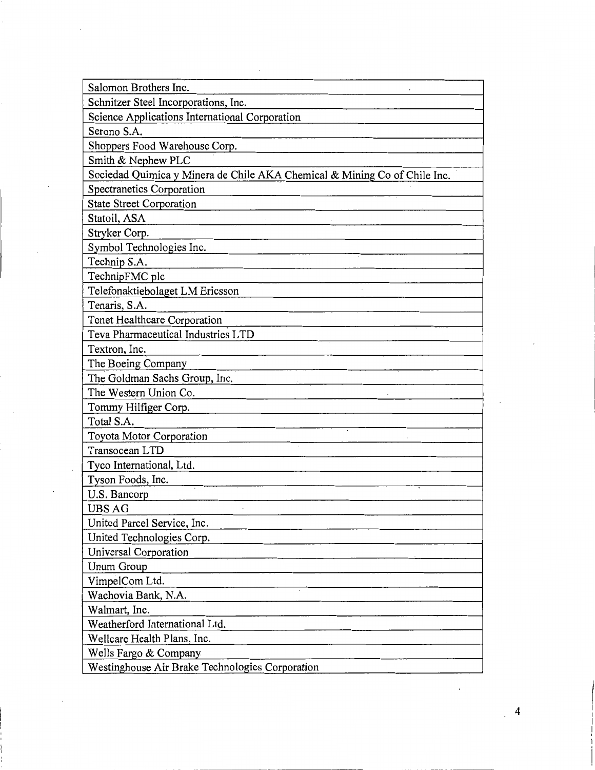| Salomon Brothers Inc. |
|---|
| Schnitzer Steel Incorporations, Inc. |
| Science Applications International Corporation |
| Serono S.A. |
| Shoppers Food Warehouse Corp. |
| Smith & Nephew PLC |
| Sociedad Quimica y Minera de Chile AKA Chemical & Mining Co of Chile Inc. |
| Spectranetics Corporation |
| State Street Corporation |
| Statoil, ASA |
| Stryker Corp. |
| Symbol Technologies Inc. |
| Technip S.A. |
| TechnipFMC plc |
| Telefonaktiebolaget LM Ericsson |
| Tenaris, S.A. |
| Tenet Healthcare Corporation |
| Teva Pharmaceutical Industries LTD |
| Textron, Inc. |
| The Boeing Company |
| The Goldman Sachs Group, Inc. |
| The Western Union Co. |
| Tommy Hilfiger Corp. |
| Total S.A. |
| Toyota Motor Corporation |
| Transocean LTD |
| Tyco International, Ltd. |
| Tyson Foods, Inc. |
| U.S. Bancorp |
| UBS AG |
| United Parcel Service, Inc. |
| United Technologies Corp. |
| Universal Corporation |
| Unum Group |
| VimpelCom Ltd. |
| Wachovia Bank, N.A. |
| Walmart, Inc. |
| Weatherford International Ltd. |
| Wellcare Health Plans, Inc. |
| Wells Fargo & Company |
| Westinghouse Air Brake Technologies Corporation |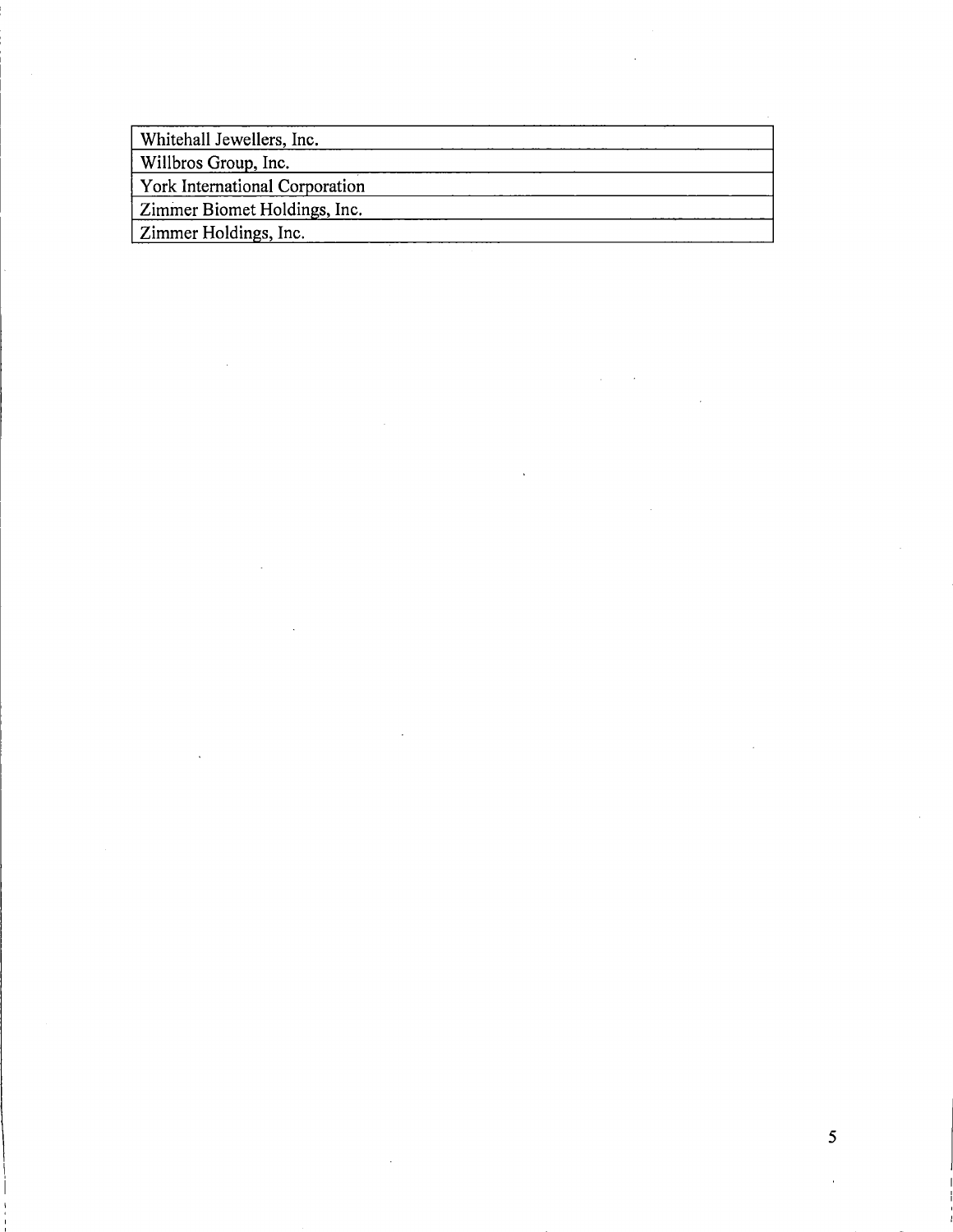| |
|---|
| Whitehall Jewellers, Inc. |
| Willbros Group, Inc. |
| York International Corporation |
| Zimmer Biomet Holdings, Inc. |
| Zimmer Holdings, Inc. |